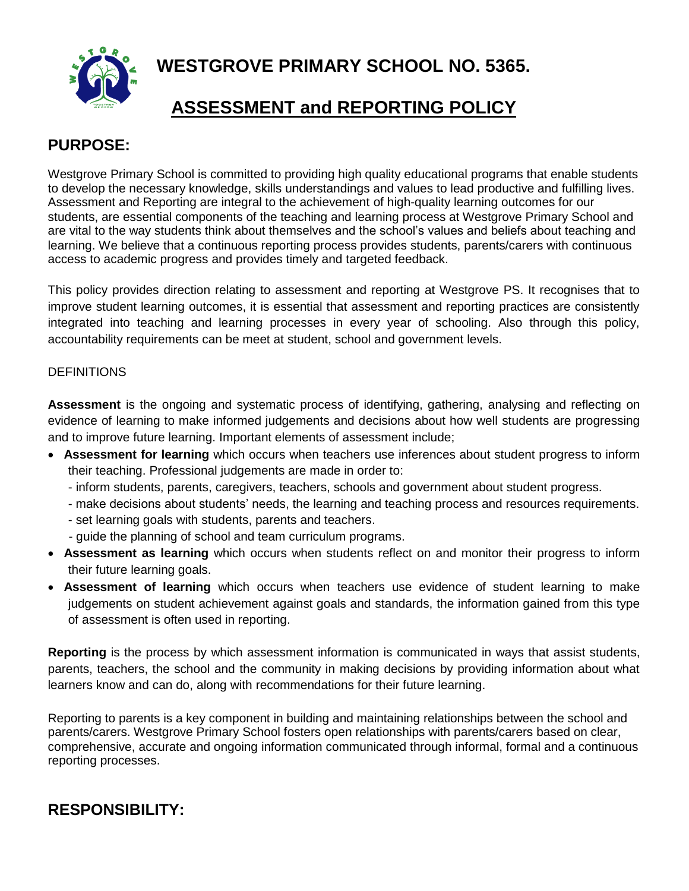# WESTGROVE PRIMARY SCHOOL NO. 5365.

## ASSESSMENT and REPORTING POLICY

## PURPOSE:

Westgrove Primary School is committed to providing high quality educational programs that enable students to develop the necessary knowledge, skills understandings and values to lead productive and fulfilling lives. Assessment and Reporting are integral to the achievement of high-quality learning outcomes for our students, are essential components of the teaching and learning process at Westgrove Primary School and are vital to the way students think about themselves and the school's values and beliefs about teaching and learning. We believe that a continuous reporting process provides students, parents/carers with continuous access to academic progress and provides timely and targeted feedback.

This policy provides direction relating to assessment and reporting at Westgrove PS. It recognises that to improve student learning outcomes, it is essential that assessment and reporting practices are consistently integrated into teaching and learning processes in every year of schooling. Also through this policy, accountability requirements can be meet at student, school and government levels.

DEFINITIONS

**Assessment** is the ongoing and systematic process of identifying, gathering, analysing and reflecting on evidence of learning to make informed judgements and decisions about how well students are progressing and to improve future learning. Important elements of assessment include;

- **Assessment for learning** which occurs when teachers use inferences about student progress to inform their teaching. Professional judgements are made in order to:
  - inform students, parents, caregivers, teachers, schools and government about student progress.
  - make decisions about students' needs, the learning and teaching process and resources requirements.
  - set learning goals with students, parents and teachers.
  - guide the planning of school and team curriculum programs.
- **Assessment as learning** which occurs when students reflect on and monitor their progress to inform their future learning goals.
- **Assessment of learning** which occurs when teachers use evidence of student learning to make judgements on student achievement against goals and standards, the information gained from this type of assessment is often used in reporting.

**Reporting** is the process by which assessment information is communicated in ways that assist students, parents, teachers, the school and the community in making decisions by providing information about what learners know and can do, along with recommendations for their future learning.

Reporting to parents is a key component in building and maintaining relationships between the school and parents/carers. Westgrove Primary School fosters open relationships with parents/carers based on clear, comprehensive, accurate and ongoing information communicated through informal, formal and a continuous reporting processes.

## RESPONSIBILITY: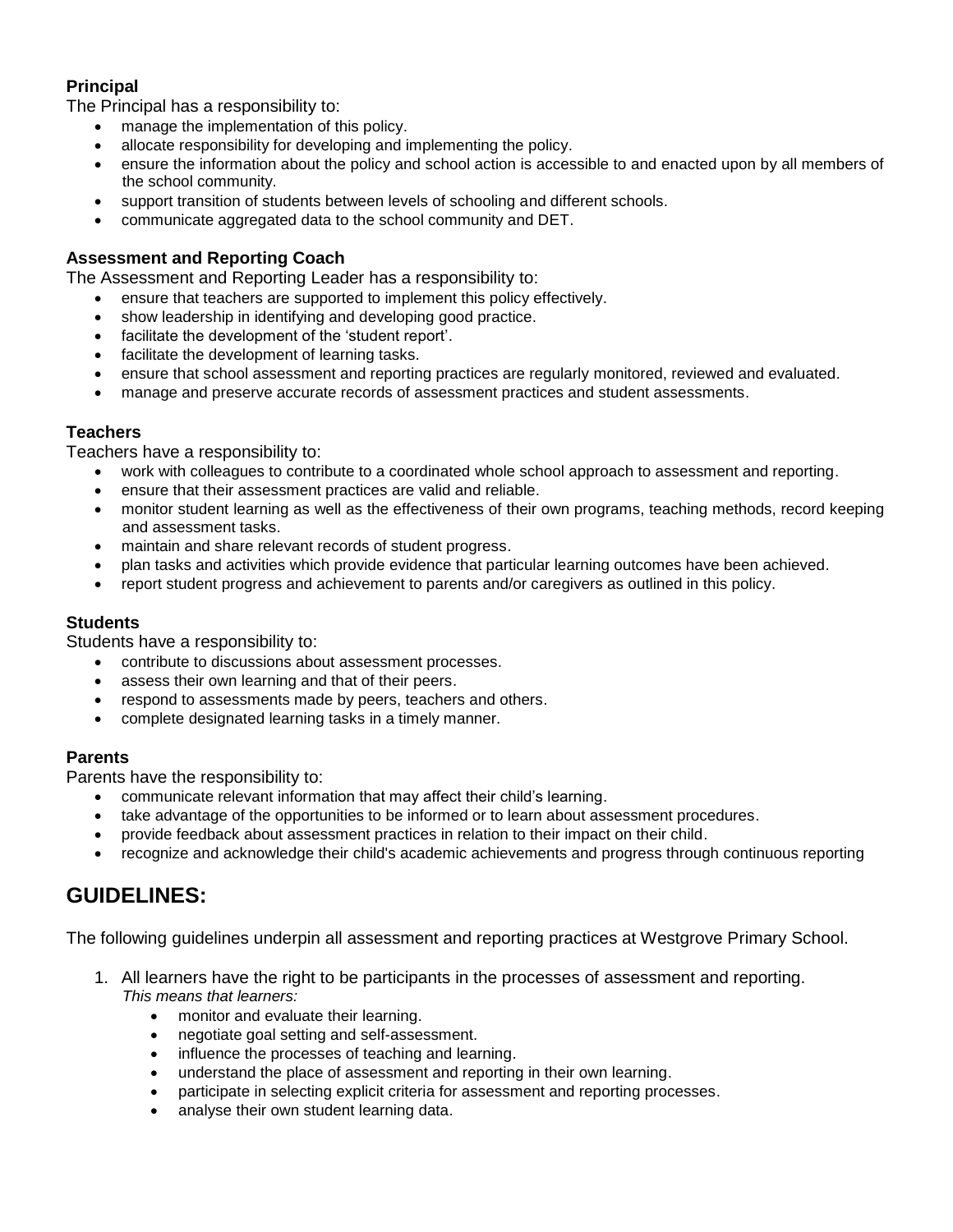**Principal**

The Principal has a responsibility to:

- manage the implementation of this policy.
- allocate responsibility for developing and implementing the policy.
- ensure the information about the policy and school action is accessible to and enacted upon by all members of the school community.
- support transition of students between levels of schooling and different schools.
- communicate aggregated data to the school community and DET.

**Assessment and Reporting Coach**

The Assessment and Reporting Leader has a responsibility to:

- ensure that teachers are supported to implement this policy effectively.
- show leadership in identifying and developing good practice.
- facilitate the development of the 'student report'.
- facilitate the development of learning tasks.
- ensure that school assessment and reporting practices are regularly monitored, reviewed and evaluated.
- manage and preserve accurate records of assessment practices and student assessments.

**Teachers**

Teachers have a responsibility to:

- work with colleagues to contribute to a coordinated whole school approach to assessment and reporting.
- ensure that their assessment practices are valid and reliable.
- monitor student learning as well as the effectiveness of their own programs, teaching methods, record keeping and assessment tasks.
- maintain and share relevant records of student progress.
- plan tasks and activities which provide evidence that particular learning outcomes have been achieved.
- report student progress and achievement to parents and/or caregivers as outlined in this policy.

**Students**

Students have a responsibility to:

- contribute to discussions about assessment processes.
- assess their own learning and that of their peers.
- respond to assessments made by peers, teachers and others.
- complete designated learning tasks in a timely manner.

**Parents**

Parents have the responsibility to:

- communicate relevant information that may affect their child's learning.
- take advantage of the opportunities to be informed or to learn about assessment procedures.
- provide feedback about assessment practices in relation to their impact on their child.
- recognize and acknowledge their child's academic achievements and progress through continuous reporting

## GUIDELINES:

The following guidelines underpin all assessment and reporting practices at Westgrove Primary School.

1. All learners have the right to be participants in the processes of assessment and reporting.
   *This means that learners:*
   - monitor and evaluate their learning.
   - negotiate goal setting and self-assessment.
   - influence the processes of teaching and learning.
   - understand the place of assessment and reporting in their own learning.
   - participate in selecting explicit criteria for assessment and reporting processes.
   - analyse their own student learning data.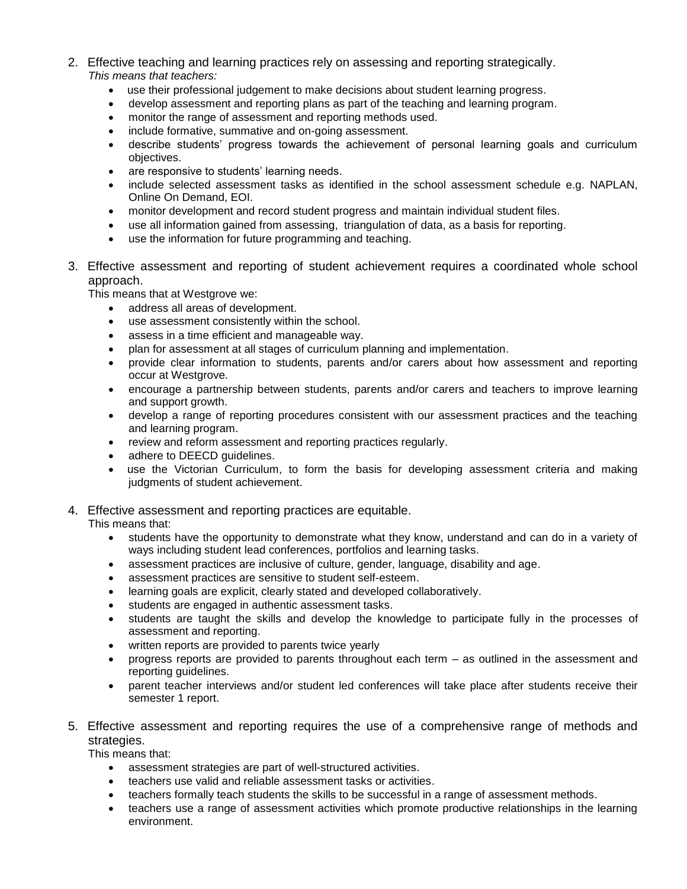2. Effective teaching and learning practices rely on assessing and reporting strategically.
   *This means that teachers:*
   - use their professional judgement to make decisions about student learning progress.
   - develop assessment and reporting plans as part of the teaching and learning program.
   - monitor the range of assessment and reporting methods used.
   - include formative, summative and on-going assessment.
   - describe students' progress towards the achievement of personal learning goals and curriculum objectives.
   - are responsive to students' learning needs.
   - include selected assessment tasks as identified in the school assessment schedule e.g. NAPLAN, Online On Demand, EOI.
   - monitor development and record student progress and maintain individual student files.
   - use all information gained from assessing, triangulation of data, as a basis for reporting.
   - use the information for future programming and teaching.

3. Effective assessment and reporting of student achievement requires a coordinated whole school approach.
   This means that at Westgrove we:
   - address all areas of development.
   - use assessment consistently within the school.
   - assess in a time efficient and manageable way.
   - plan for assessment at all stages of curriculum planning and implementation.
   - provide clear information to students, parents and/or carers about how assessment and reporting occur at Westgrove.
   - encourage a partnership between students, parents and/or carers and teachers to improve learning and support growth.
   - develop a range of reporting procedures consistent with our assessment practices and the teaching and learning program.
   - review and reform assessment and reporting practices regularly.
   - adhere to DEECD guidelines.
   - use the Victorian Curriculum, to form the basis for developing assessment criteria and making judgments of student achievement.

4. Effective assessment and reporting practices are equitable.
   This means that:
   - students have the opportunity to demonstrate what they know, understand and can do in a variety of ways including student lead conferences, portfolios and learning tasks.
   - assessment practices are inclusive of culture, gender, language, disability and age.
   - assessment practices are sensitive to student self-esteem.
   - learning goals are explicit, clearly stated and developed collaboratively.
   - students are engaged in authentic assessment tasks.
   - students are taught the skills and develop the knowledge to participate fully in the processes of assessment and reporting.
   - written reports are provided to parents twice yearly
   - progress reports are provided to parents throughout each term – as outlined in the assessment and reporting guidelines.
   - parent teacher interviews and/or student led conferences will take place after students receive their semester 1 report.

5. Effective assessment and reporting requires the use of a comprehensive range of methods and strategies.
   This means that:
   - assessment strategies are part of well-structured activities.
   - teachers use valid and reliable assessment tasks or activities.
   - teachers formally teach students the skills to be successful in a range of assessment methods.
   - teachers use a range of assessment activities which promote productive relationships in the learning environment.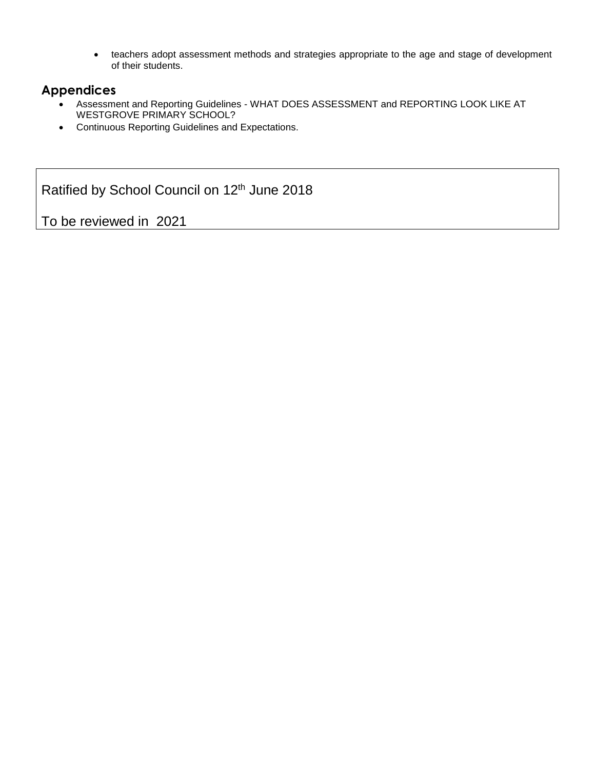- teachers adopt assessment methods and strategies appropriate to the age and stage of development of their students.

## Appendices

- Assessment and Reporting Guidelines - WHAT DOES ASSESSMENT and REPORTING LOOK LIKE AT WESTGROVE PRIMARY SCHOOL?
- Continuous Reporting Guidelines and Expectations.

Ratified by School Council on 12th June 2018

To be reviewed in 2021